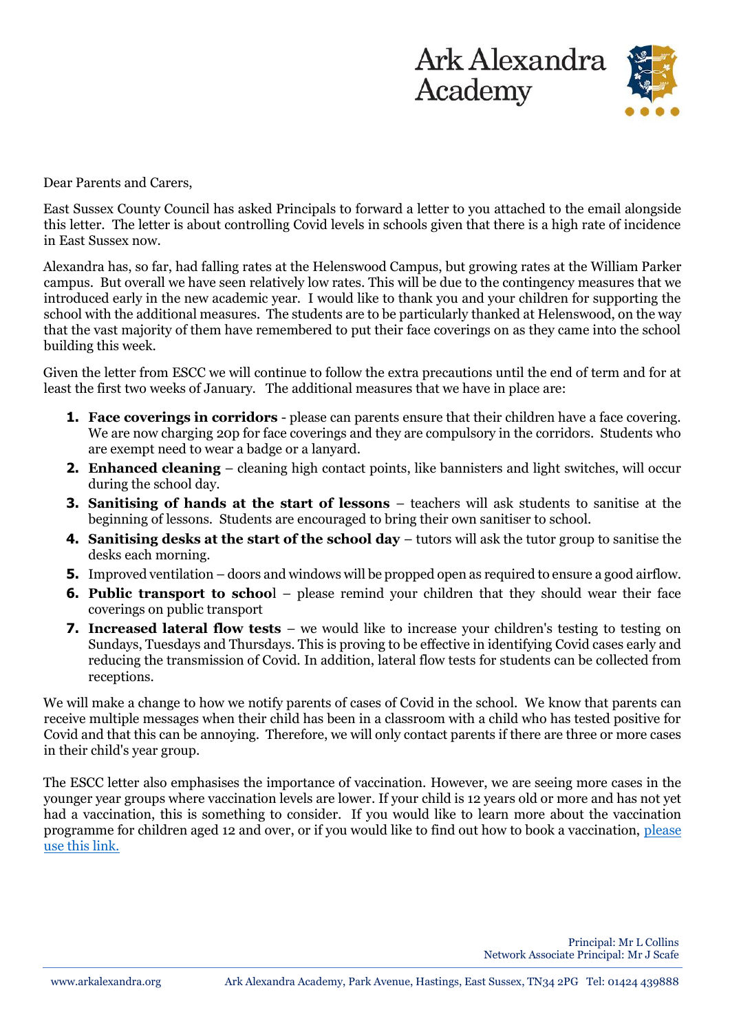Ark Alexandra Academy

Dear Parents and Carers,

East Sussex County Council has asked Principals to forward a letter to you attached to the email alongside this letter. The letter is about controlling Covid levels in schools given that there is a high rate of incidence in East Sussex now.

Alexandra has, so far, had falling rates at the Helenswood Campus, but growing rates at the William Parker campus. But overall we have seen relatively low rates. This will be due to the contingency measures that we introduced early in the new academic year. I would like to thank you and your children for supporting the school with the additional measures. The students are to be particularly thanked at Helenswood, on the way that the vast majority of them have remembered to put their face coverings on as they came into the school building this week.

Given the letter from ESCC we will continue to follow the extra precautions until the end of term and for at least the first two weeks of January. The additional measures that we have in place are:

1. **Face coverings in corridors** - please can parents ensure that their children have a face covering. We are now charging 20p for face coverings and they are compulsory in the corridors. Students who are exempt need to wear a badge or a lanyard.
2. **Enhanced cleaning** – cleaning high contact points, like bannisters and light switches, will occur during the school day.
3. **Sanitising of hands at the start of lessons** – teachers will ask students to sanitise at the beginning of lessons. Students are encouraged to bring their own sanitiser to school.
4. **Sanitising desks at the start of the school day** – tutors will ask the tutor group to sanitise the desks each morning.
5. Improved ventilation – doors and windows will be propped open as required to ensure a good airflow.
6. **Public transport to school** – please remind your children that they should wear their face coverings on public transport
7. **Increased lateral flow tests** – we would like to increase your children's testing to testing on Sundays, Tuesdays and Thursdays. This is proving to be effective in identifying Covid cases early and reducing the transmission of Covid. In addition, lateral flow tests for students can be collected from receptions.

We will make a change to how we notify parents of cases of Covid in the school. We know that parents can receive multiple messages when their child has been in a classroom with a child who has tested positive for Covid and that this can be annoying. Therefore, we will only contact parents if there are three or more cases in their child's year group.

The ESCC letter also emphasises the importance of vaccination. However, we are seeing more cases in the younger year groups where vaccination levels are lower. If your child is 12 years old or more and has not yet had a vaccination, this is something to consider. If you would like to learn more about the vaccination programme for children aged 12 and over, or if you would like to find out how to book a vaccination, please use this link.

Principal: Mr L Collins
Network Associate Principal: Mr J Scafe

www.arkalexandra.org Ark Alexandra Academy, Park Avenue, Hastings, East Sussex, TN34 2PG Tel: 01424 439888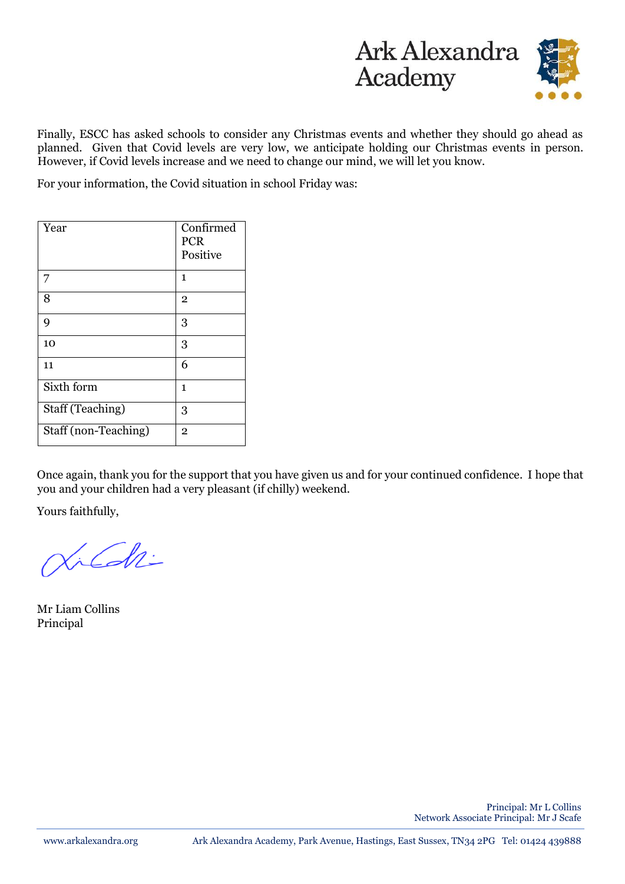Finally, ESCC has asked schools to consider any Christmas events and whether they should go ahead as planned. Given that Covid levels are very low, we anticipate holding our Christmas events in person. However, if Covid levels increase and we need to change our mind, we will let you know.

For your information, the Covid situation in school Friday was:

| Year | Confirmed PCR Positive |
| --- | --- |
| 7 | 1 |
| 8 | 2 |
| 9 | 3 |
| 10 | 3 |
| 11 | 6 |
| Sixth form | 1 |
| Staff (Teaching) | 3 |
| Staff (non-Teaching) | 2 |

Once again, thank you for the support that you have given us and for your continued confidence. I hope that you and your children had a very pleasant (if chilly) weekend.

Yours faithfully,

Mr Liam Collins
Principal